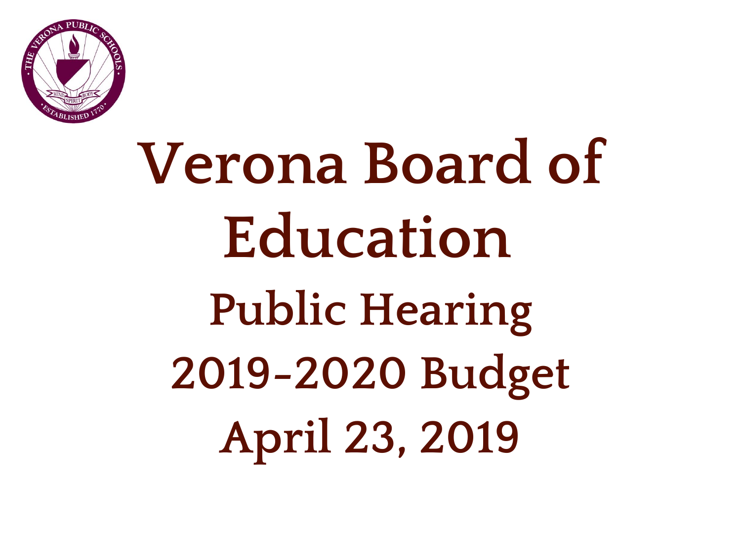# Verona Board of Education

## Public Hearing

## 2019-2020 Budget

## April 23, 2019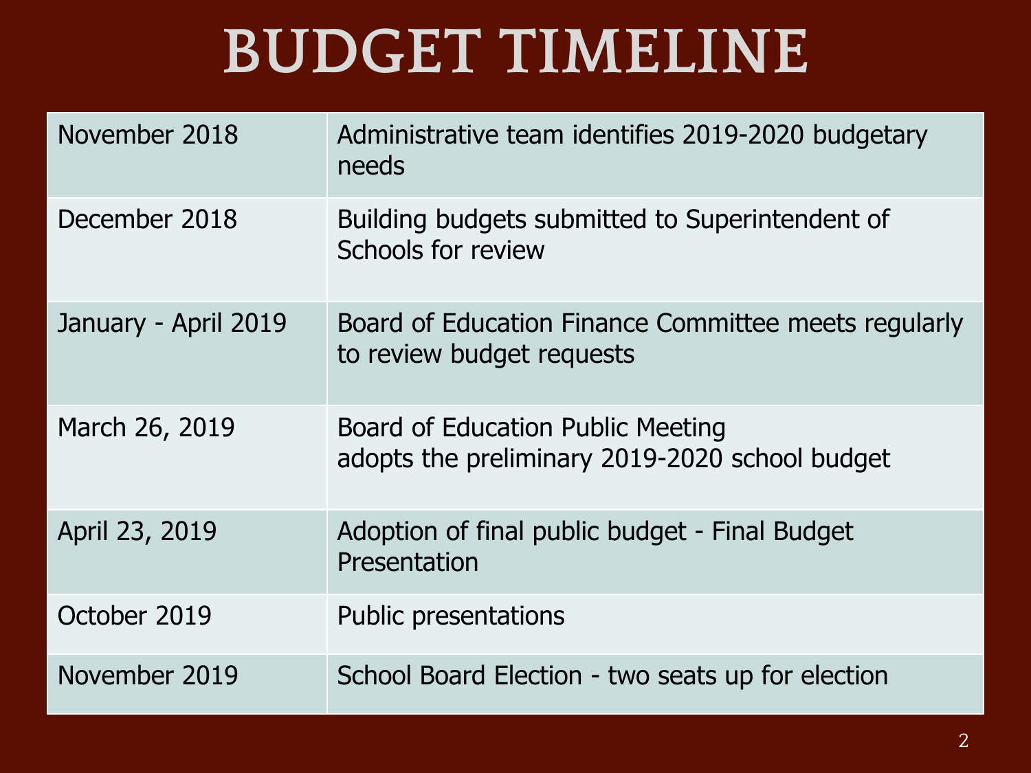# BUDGET TIMELINE

| | |
|---|---|
| November 2018 | Administrative team identifies 2019-2020 budgetary needs |
| December 2018 | Building budgets submitted to Superintendent of Schools for review |
| January - April 2019 | Board of Education Finance Committee meets regularly to review budget requests |
| March 26, 2019 | Board of Education Public Meeting adopts the preliminary 2019-2020 school budget |
| April 23, 2019 | Adoption of final public budget - Final Budget Presentation |
| October 2019 | Public presentations |
| November 2019 | School Board Election - two seats up for election |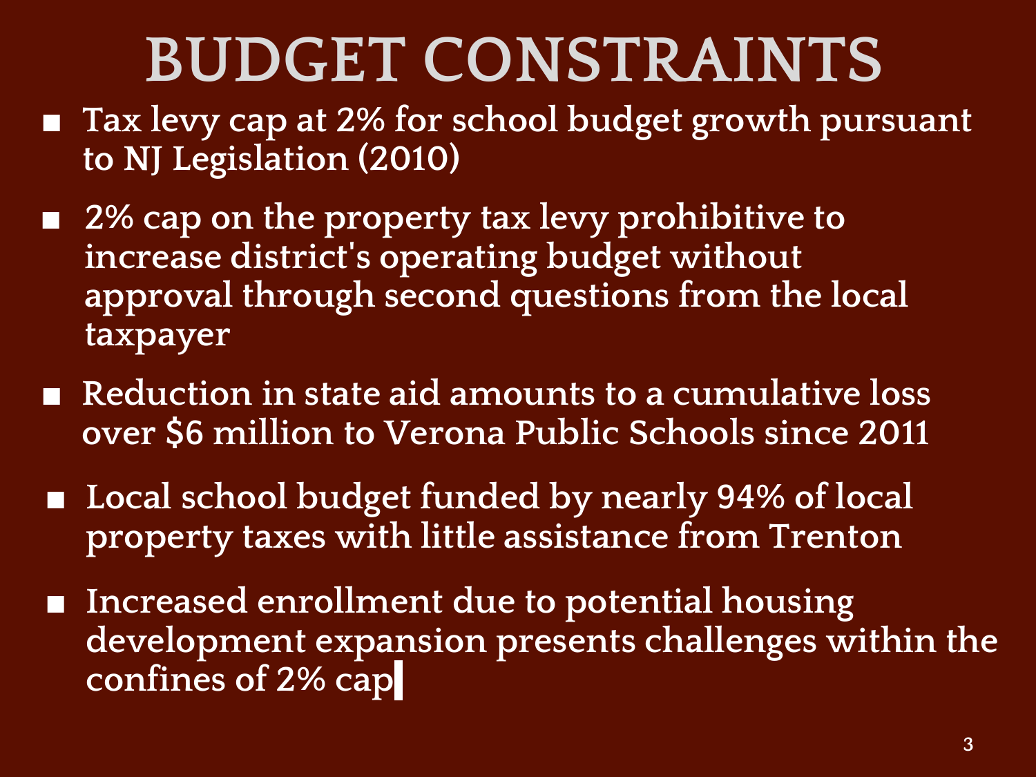# BUDGET CONSTRAINTS

- Tax levy cap at 2% for school budget growth pursuant to NJ Legislation (2010)
- 2% cap on the property tax levy prohibitive to increase district's operating budget without approval through second questions from the local taxpayer
- Reduction in state aid amounts to a cumulative loss over $6 million to Verona Public Schools since 2011
- Local school budget funded by nearly 94% of local property taxes with little assistance from Trenton
- Increased enrollment due to potential housing development expansion presents challenges within the confines of 2% cap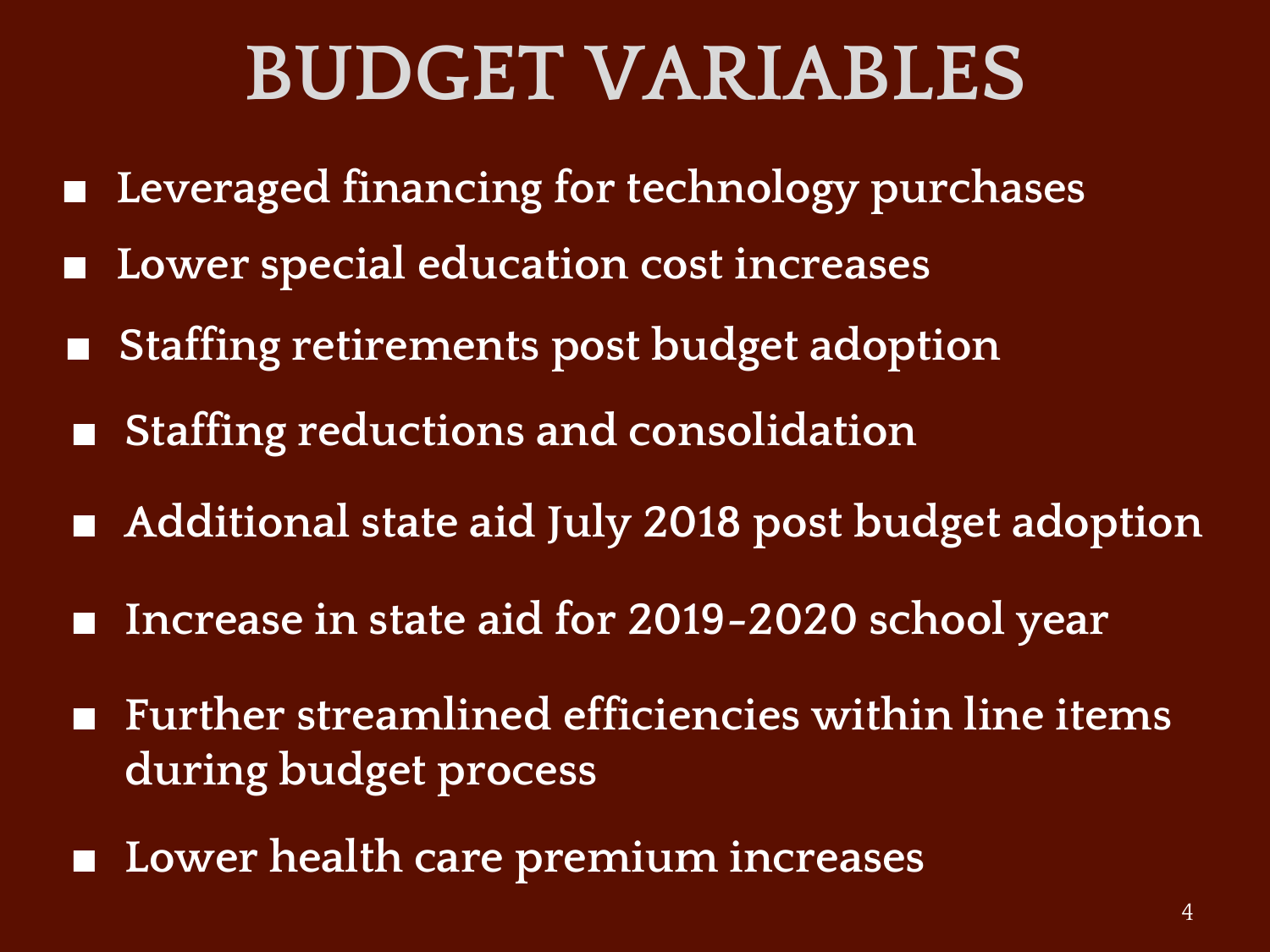# BUDGET VARIABLES

- Leveraged financing for technology purchases
- Lower special education cost increases
- Staffing retirements post budget adoption
- Staffing reductions and consolidation
- Additional state aid July 2018 post budget adoption
- Increase in state aid for 2019-2020 school year
- Further streamlined efficiencies within line items during budget process
- Lower health care premium increases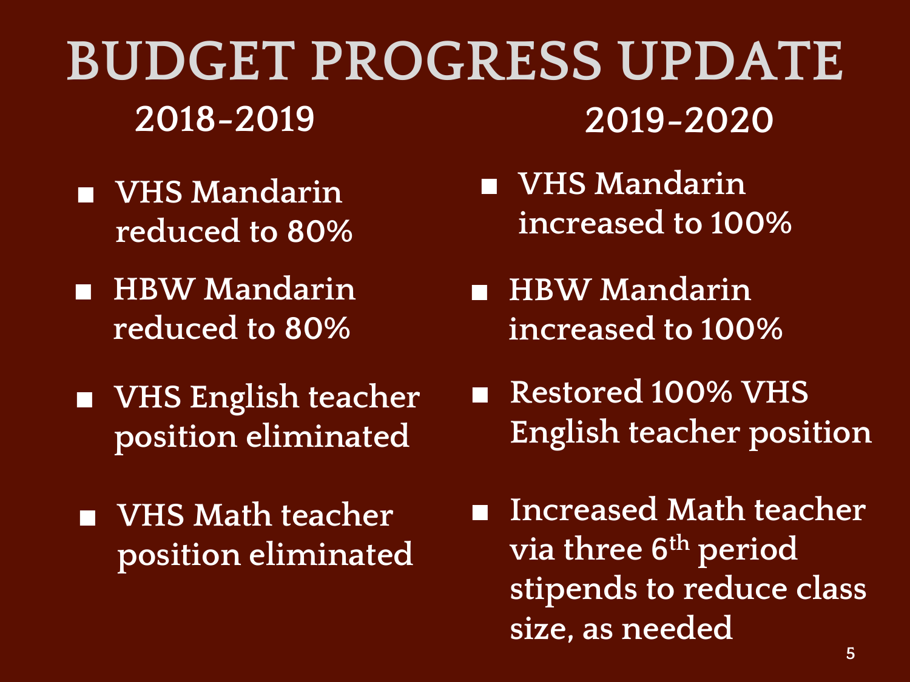# BUDGET PROGRESS UPDATE

## 2018-2019

- VHS Mandarin reduced to 80%
- HBW Mandarin reduced to 80%
- VHS English teacher position eliminated
- VHS Math teacher position eliminated

## 2019-2020

- VHS Mandarin increased to 100%
- HBW Mandarin increased to 100%
- Restored 100% VHS English teacher position
- Increased Math teacher via three 6th period stipends to reduce class size, as needed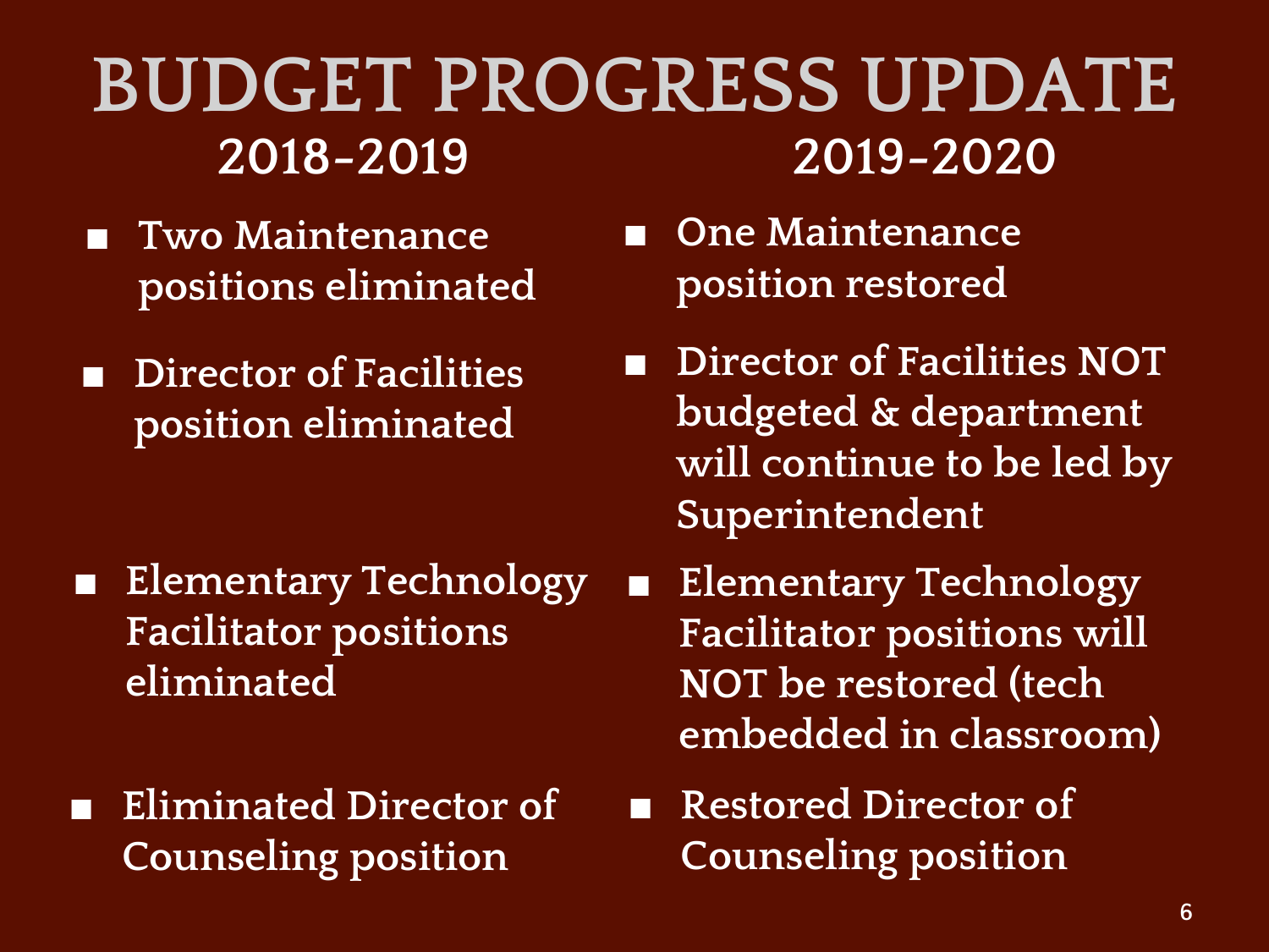# BUDGET PROGRESS UPDATE

| 2018-2019 | 2019-2020 |
|---|---|
| Two Maintenance positions eliminated | One Maintenance position restored |
| Director of Facilities position eliminated | Director of Facilities NOT budgeted & department will continue to be led by Superintendent |
| Elementary Technology Facilitator positions eliminated | Elementary Technology Facilitator positions will NOT be restored (tech embedded in classroom) |
| Eliminated Director of Counseling position | Restored Director of Counseling position |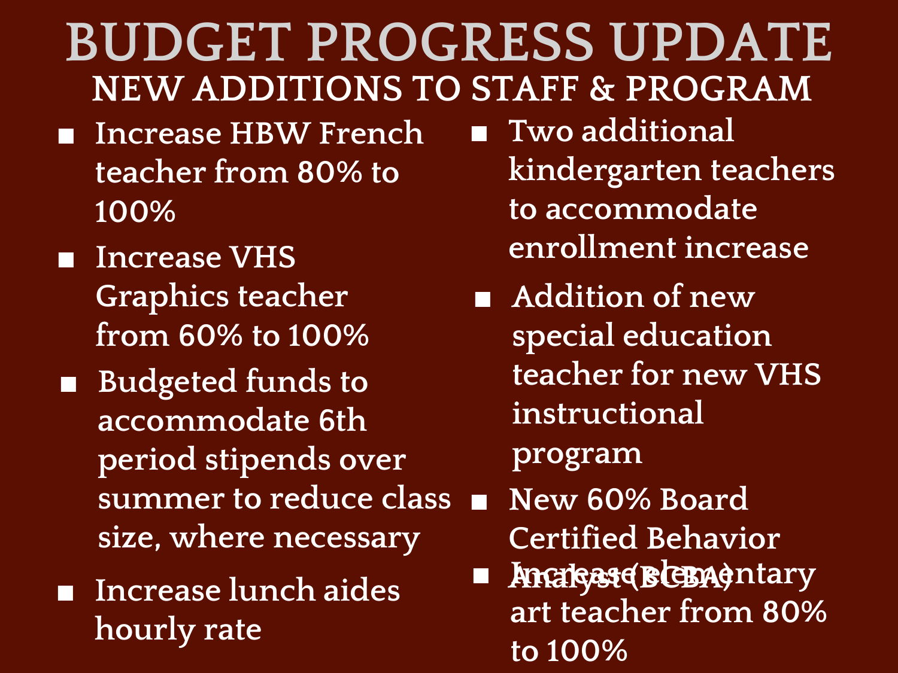# BUDGET PROGRESS UPDATE

## NEW ADDITIONS TO STAFF & PROGRAM

- Increase HBW French teacher from 80% to 100%
- Increase VHS Graphics teacher from 60% to 100%
- Budgeted funds to accommodate 6th period stipends over summer to reduce class size, where necessary
- Increase lunch aides hourly rate
- Two additional kindergarten teachers to accommodate enrollment increase
- Addition of new special education teacher for new VHS instructional program
- New 60% Board Certified Behavior Analyst (BCBA)
- Increase elementary art teacher from 80% to 100%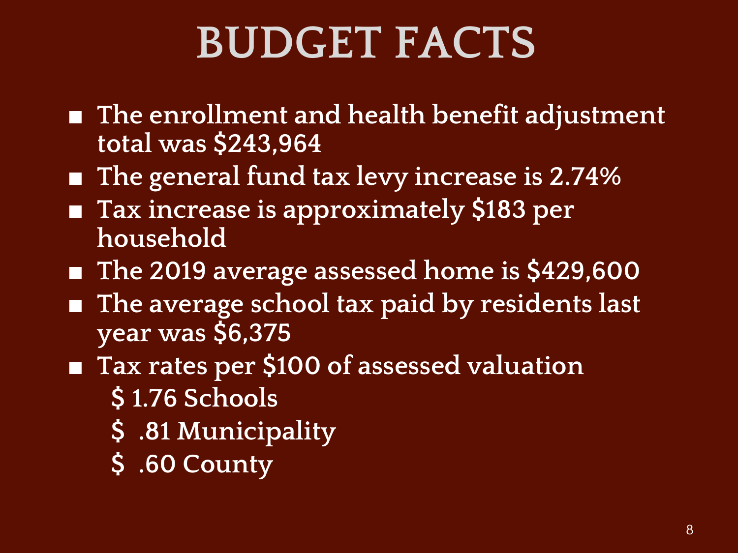# BUDGET FACTS

- The enrollment and health benefit adjustment total was $243,964
- The general fund tax levy increase is 2.74%
- Tax increase is approximately $183 per household
- The 2019 average assessed home is $429,600
- The average school tax paid by residents last year was $6,375
- Tax rates per $100 of assessed valuation
  - $ 1.76 Schools
  - $ .81 Municipality
  - $ .60 County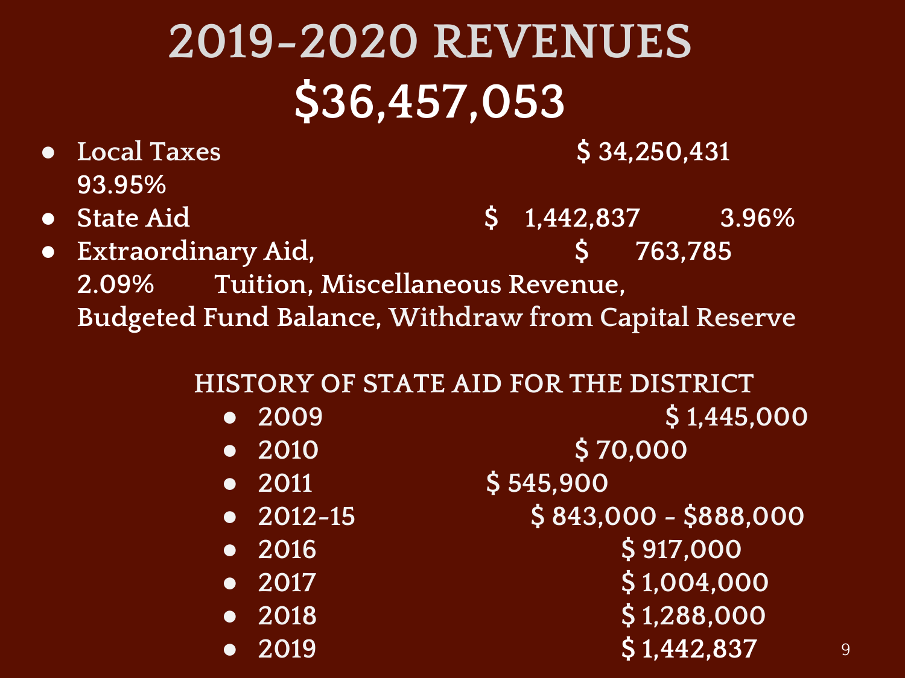# 2019-2020 REVENUES

# $36,457,053

- Local Taxes $ 34,250,431 93.95%
- State Aid $ 1,442,837 3.96%
- Extraordinary Aid, $ 763,785 2.09% Tuition, Miscellaneous Revenue, Budgeted Fund Balance, Withdraw from Capital Reserve

## HISTORY OF STATE AID FOR THE DISTRICT

- 2009 $ 1,445,000
- 2010 $ 70,000
- 2011 $ 545,900
- 2012-15 $ 843,000 - $888,000
- 2016 $ 917,000
- 2017 $ 1,004,000
- 2018 $ 1,288,000
- 2019 $ 1,442,837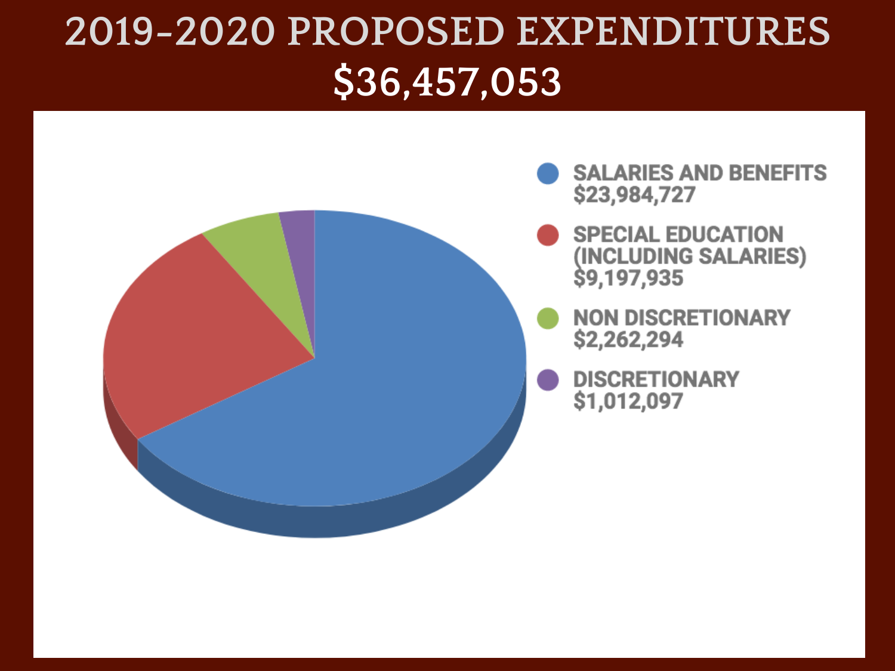# 2019-2020 PROPOSED EXPENDITURES

## $36,457,053

- **SALARIES AND BENEFITS** $23,984,727
- **SPECIAL EDUCATION (INCLUDING SALARIES)** $9,197,935
- **NON DISCRETIONARY** $2,262,294
- **DISCRETIONARY** $1,012,097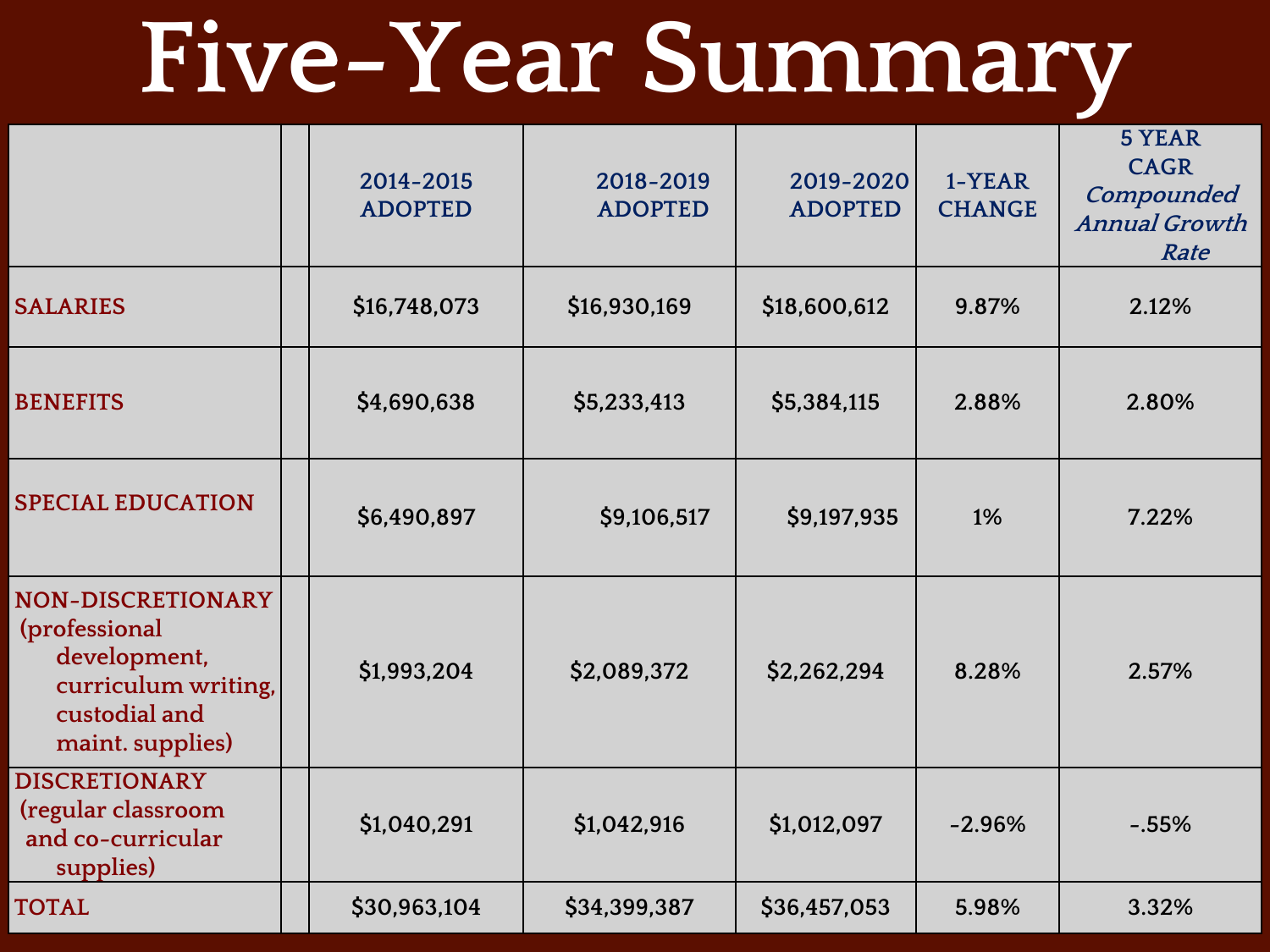# Five-Year Summary

| | | 2014-2015 ADOPTED | 2018-2019 ADOPTED | 2019-2020 ADOPTED | 1-YEAR CHANGE | 5 YEAR CAGR *Compounded Annual Growth Rate* |
|---|---|---|---|---|---|---|
| SALARIES | | $16,748,073 | $16,930,169 | $18,600,612 | 9.87% | 2.12% |
| BENEFITS | | $4,690,638 | $5,233,413 | $5,384,115 | 2.88% | 2.80% |
| SPECIAL EDUCATION | | $6,490,897 | $9,106,517 | $9,197,935 | 1% | 7.22% |
| NON-DISCRETIONARY (professional development, curriculum writing, custodial and maint. supplies) | | $1,993,204 | $2,089,372 | $2,262,294 | 8.28% | 2.57% |
| DISCRETIONARY (regular classroom and co-curricular supplies) | | $1,040,291 | $1,042,916 | $1,012,097 | -2.96% | -.55% |
| TOTAL | | $30,963,104 | $34,399,387 | $36,457,053 | 5.98% | 3.32% |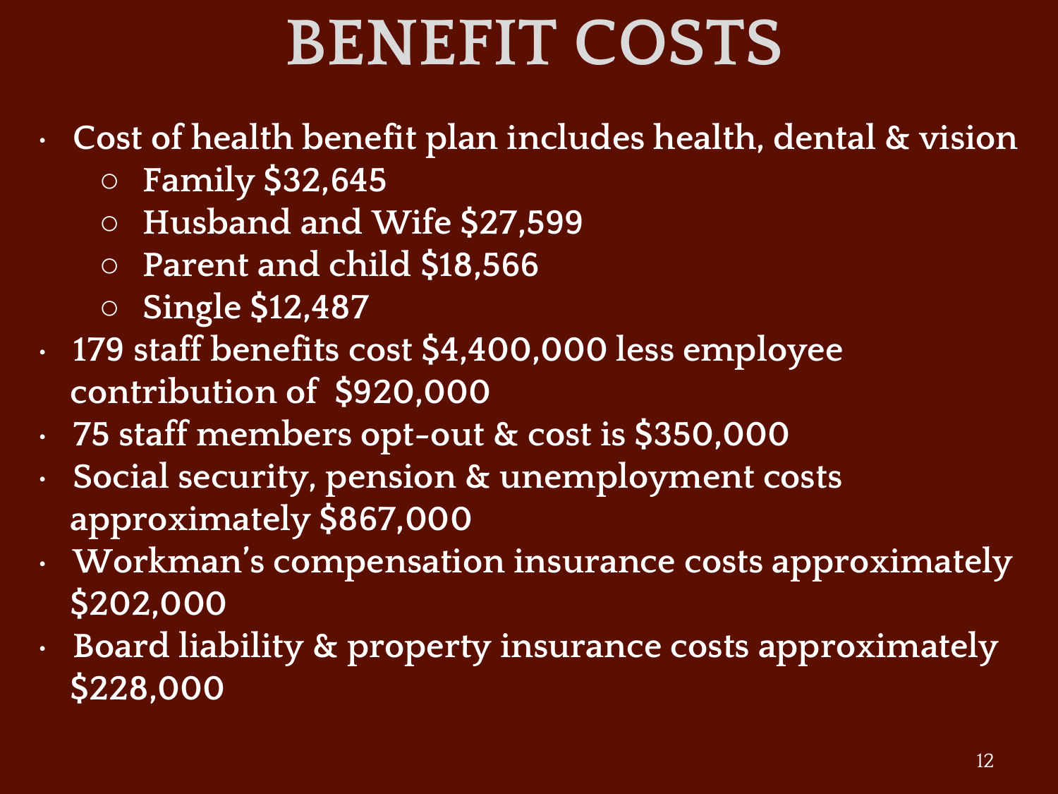# BENEFIT COSTS

- Cost of health benefit plan includes health, dental & vision
  - Family $32,645
  - Husband and Wife $27,599
  - Parent and child $18,566
  - Single $12,487
- 179 staff benefits cost $4,400,000 less employee contribution of  $920,000
- 75 staff members opt-out & cost is $350,000
- Social security, pension & unemployment costs approximately $867,000
- Workman's compensation insurance costs approximately $202,000
- Board liability & property insurance costs approximately $228,000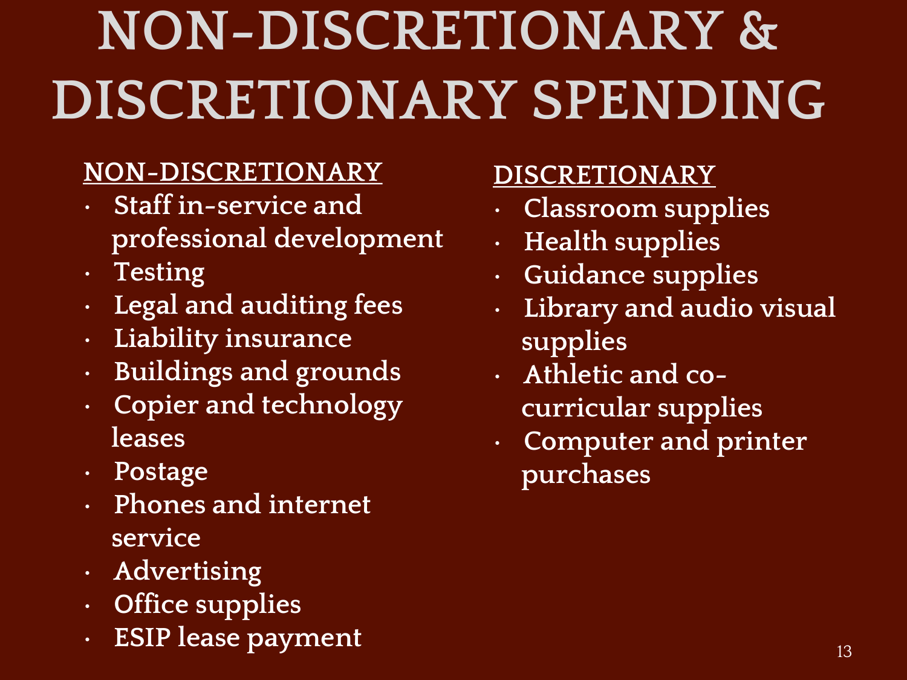# NON-DISCRETIONARY & DISCRETIONARY SPENDING

**NON-DISCRETIONARY**

- Staff in-service and professional development
- Testing
- Legal and auditing fees
- Liability insurance
- Buildings and grounds
- Copier and technology leases
- Postage
- Phones and internet service
- Advertising
- Office supplies
- ESIP lease payment

**DISCRETIONARY**

- Classroom supplies
- Health supplies
- Guidance supplies
- Library and audio visual supplies
- Athletic and co-curricular supplies
- Computer and printer purchases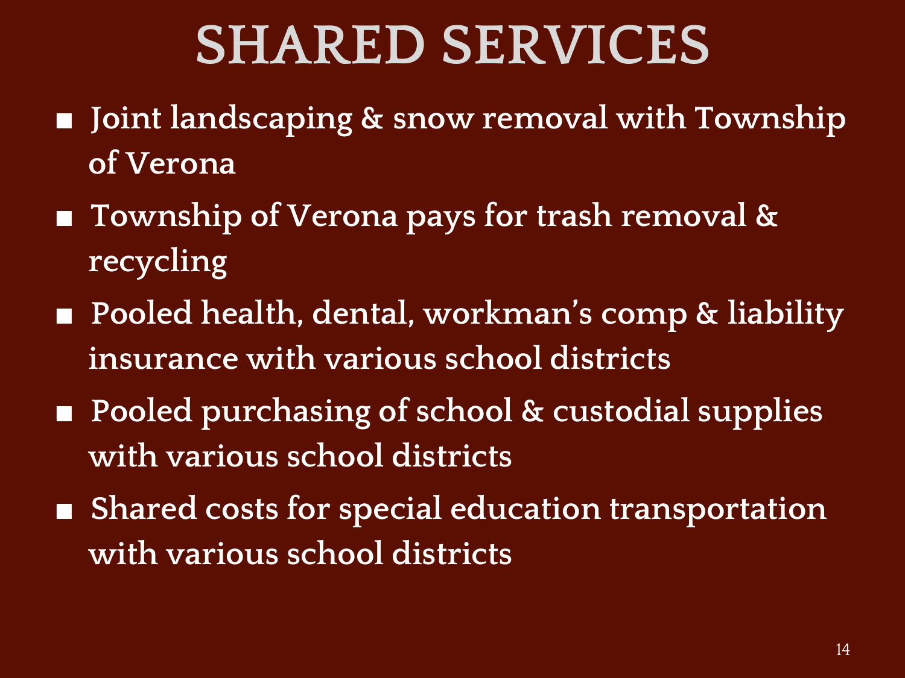# SHARED SERVICES

- Joint landscaping & snow removal with Township of Verona
- Township of Verona pays for trash removal & recycling
- Pooled health, dental, workman's comp & liability insurance with various school districts
- Pooled purchasing of school & custodial supplies with various school districts
- Shared costs for special education transportation with various school districts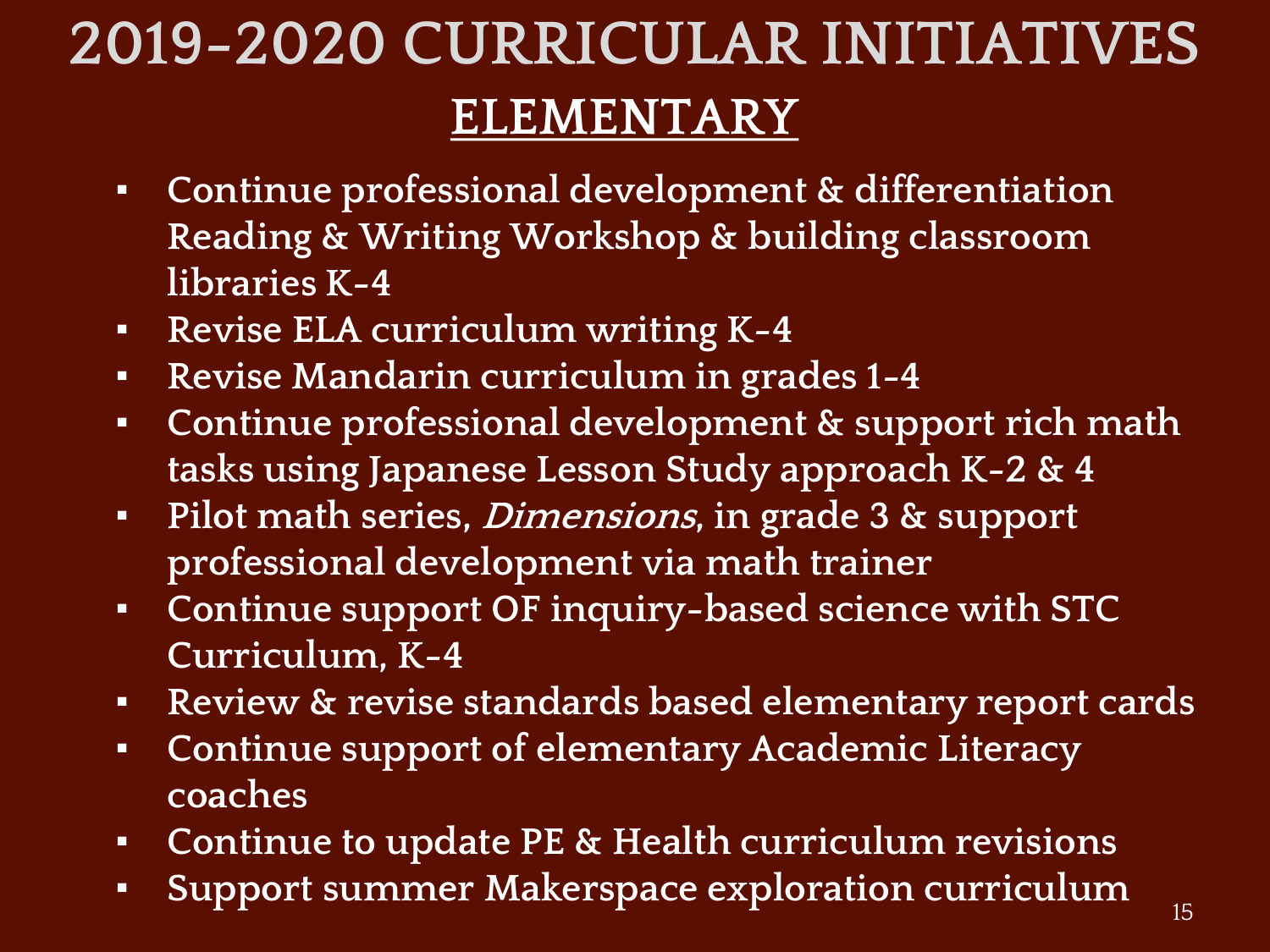# 2019-2020 CURRICULAR INITIATIVES

## ELEMENTARY

- Continue professional development & differentiation Reading & Writing Workshop & building classroom libraries K-4
- Revise ELA curriculum writing K-4
- Revise Mandarin curriculum in grades 1-4
- Continue professional development & support rich math tasks using Japanese Lesson Study approach K-2 & 4
- Pilot math series, *Dimensions*, in grade 3 & support professional development via math trainer
- Continue support OF inquiry-based science with STC Curriculum, K-4
- Review & revise standards based elementary report cards
- Continue support of elementary Academic Literacy coaches
- Continue to update PE & Health curriculum revisions
- Support summer Makerspace exploration curriculum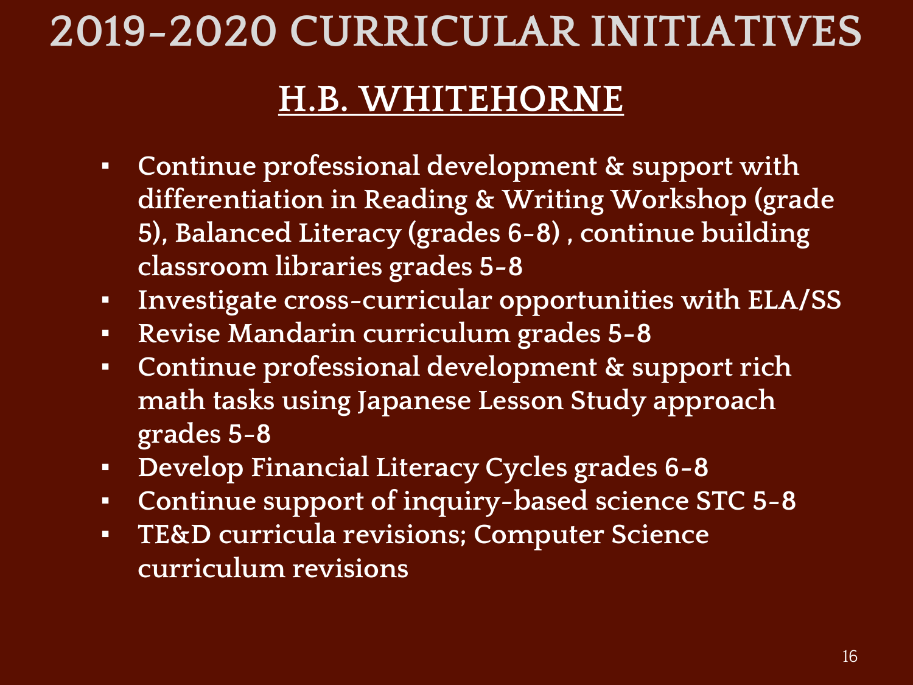# 2019-2020 CURRICULAR INITIATIVES

## H.B. WHITEHORNE

- Continue professional development & support with differentiation in Reading & Writing Workshop (grade 5), Balanced Literacy (grades 6-8) , continue building classroom libraries grades 5-8
- Investigate cross-curricular opportunities with ELA/SS
- Revise Mandarin curriculum grades 5-8
- Continue professional development & support rich math tasks using Japanese Lesson Study approach grades 5-8
- Develop Financial Literacy Cycles grades 6-8
- Continue support of inquiry-based science STC 5-8
- TE&D curricula revisions; Computer Science curriculum revisions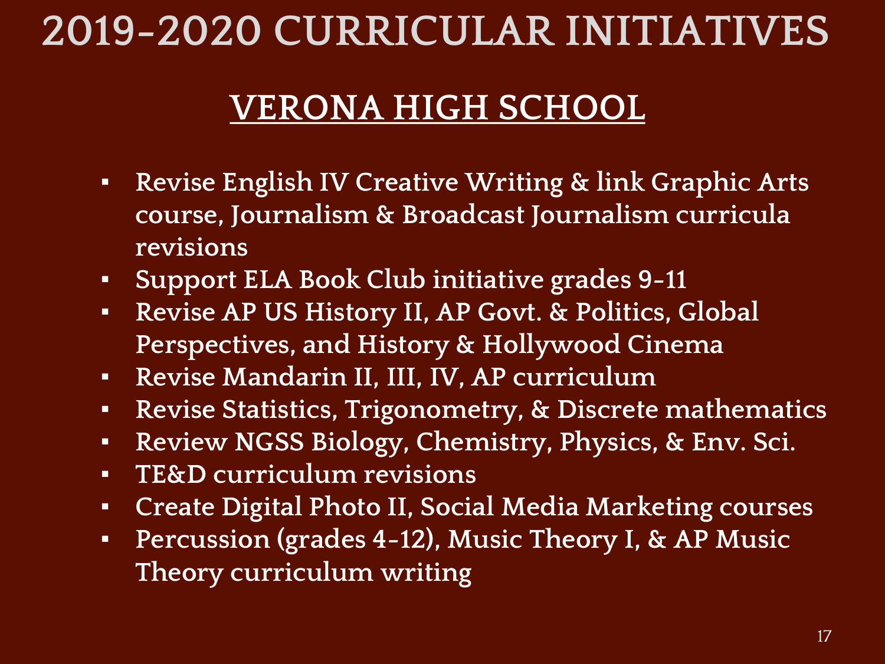# 2019-2020 CURRICULAR INITIATIVES

## VERONA HIGH SCHOOL

- Revise English IV Creative Writing & link Graphic Arts course, Journalism & Broadcast Journalism curricula revisions
- Support ELA Book Club initiative grades 9-11
- Revise AP US History II, AP Govt. & Politics, Global Perspectives, and History & Hollywood Cinema
- Revise Mandarin II, III, IV, AP curriculum
- Revise Statistics, Trigonometry, & Discrete mathematics
- Review NGSS Biology, Chemistry, Physics, & Env. Sci.
- TE&D curriculum revisions
- Create Digital Photo II, Social Media Marketing courses
- Percussion (grades 4-12), Music Theory I, & AP Music Theory curriculum writing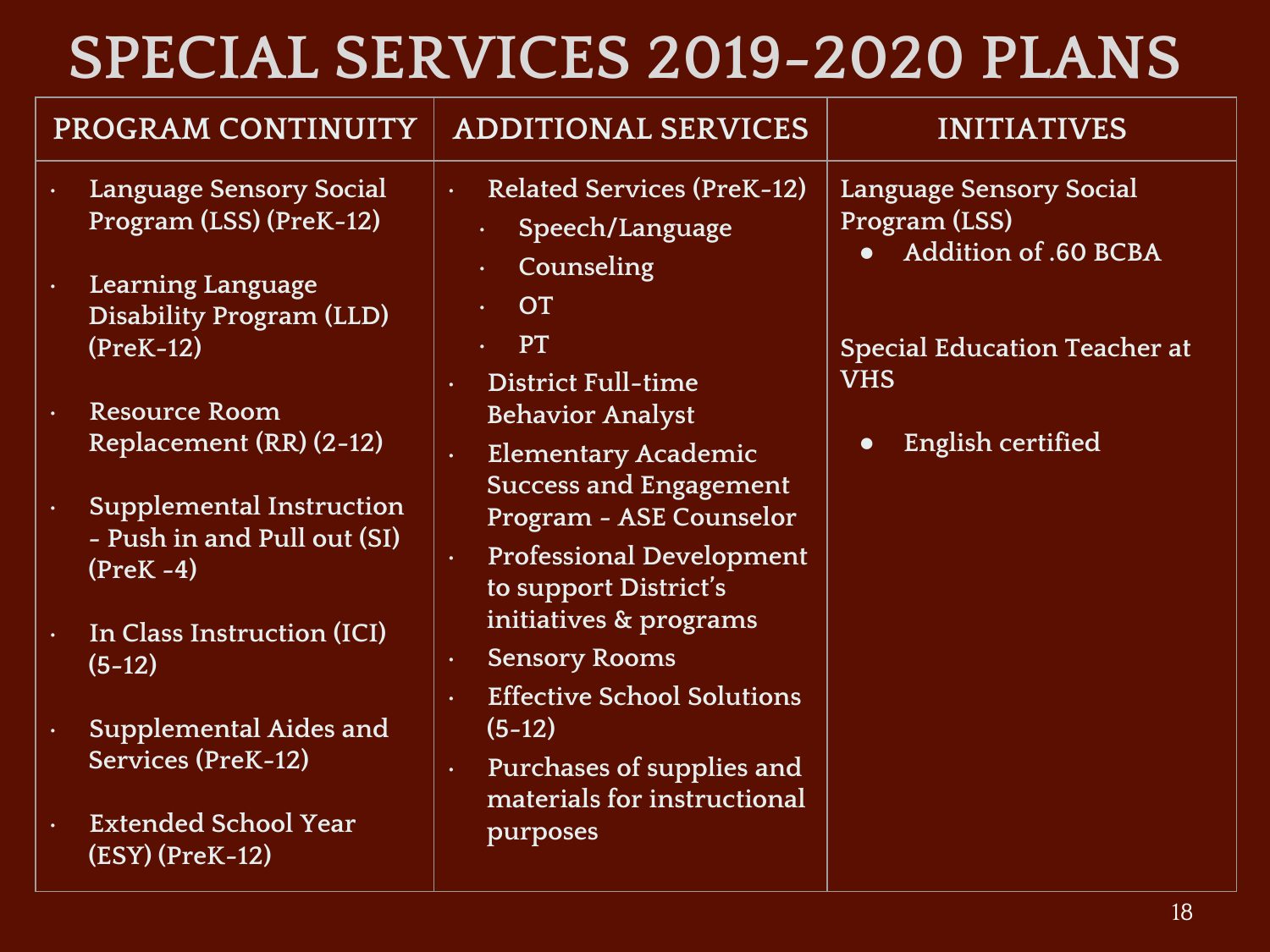# SPECIAL SERVICES 2019-2020 PLANS

| PROGRAM CONTINUITY | ADDITIONAL SERVICES | INITIATIVES |
|---|---|---|
| • Language Sensory Social Program (LSS) (PreK-12)<br><br>• Learning Language Disability Program (LLD) (PreK-12)<br><br>• Resource Room Replacement (RR) (2-12)<br><br>• Supplemental Instruction - Push in and Pull out (SI) (PreK -4)<br><br>• In Class Instruction (ICI) (5-12)<br><br>• Supplemental Aides and Services (PreK-12)<br><br>• Extended School Year (ESY) (PreK-12) | • Related Services (PreK-12)<br>&nbsp;&nbsp;• Speech/Language<br>&nbsp;&nbsp;• Counseling<br>&nbsp;&nbsp;• OT<br>&nbsp;&nbsp;• PT<br>• District Full-time Behavior Analyst<br>• Elementary Academic Success and Engagement Program - ASE Counselor<br>• Professional Development to support District's initiatives & programs<br>• Sensory Rooms<br>• Effective School Solutions (5-12)<br>• Purchases of supplies and materials for instructional purposes | Language Sensory Social Program (LSS)<br>• Addition of .60 BCBA<br><br>Special Education Teacher at VHS<br>• English certified |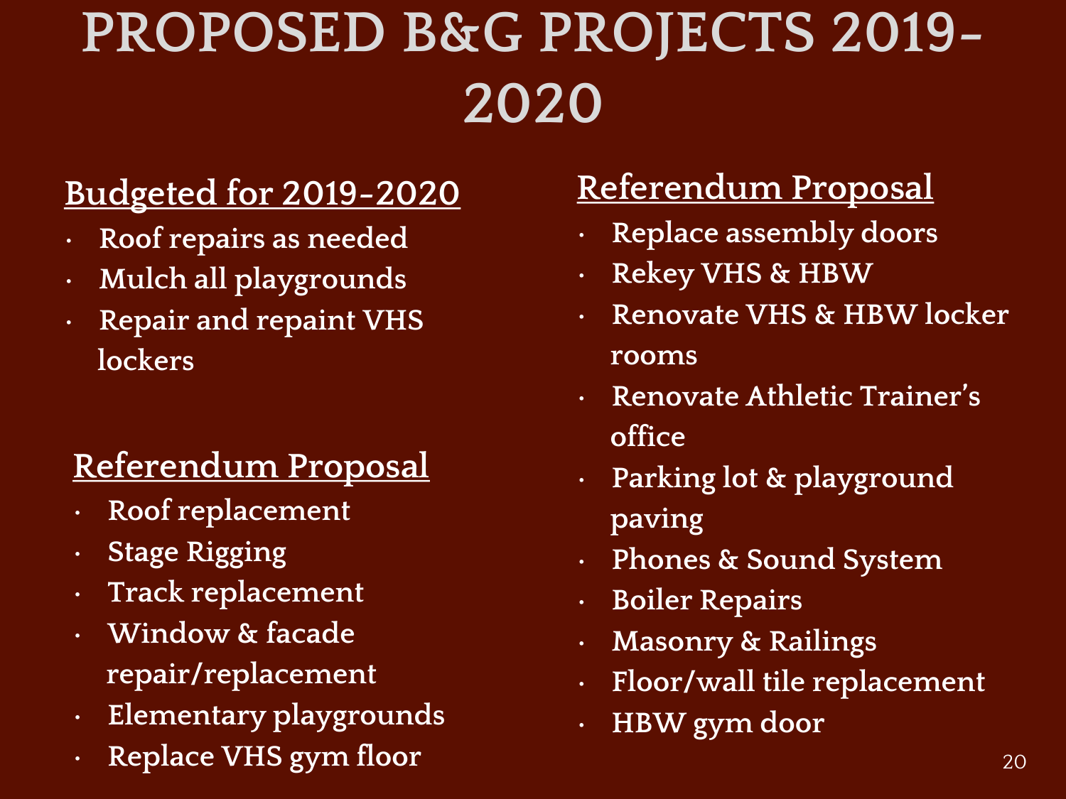# PROPOSED B&G PROJECTS 2019-2020

## Budgeted for 2019-2020

- Roof repairs as needed
- Mulch all playgrounds
- Repair and repaint VHS lockers

## Referendum Proposal

- Roof replacement
- Stage Rigging
- Track replacement
- Window & facade repair/replacement
- Elementary playgrounds
- Replace VHS gym floor

## Referendum Proposal

- Replace assembly doors
- Rekey VHS & HBW
- Renovate VHS & HBW locker rooms
- Renovate Athletic Trainer's office
- Parking lot & playground paving
- Phones & Sound System
- Boiler Repairs
- Masonry & Railings
- Floor/wall tile replacement
- HBW gym door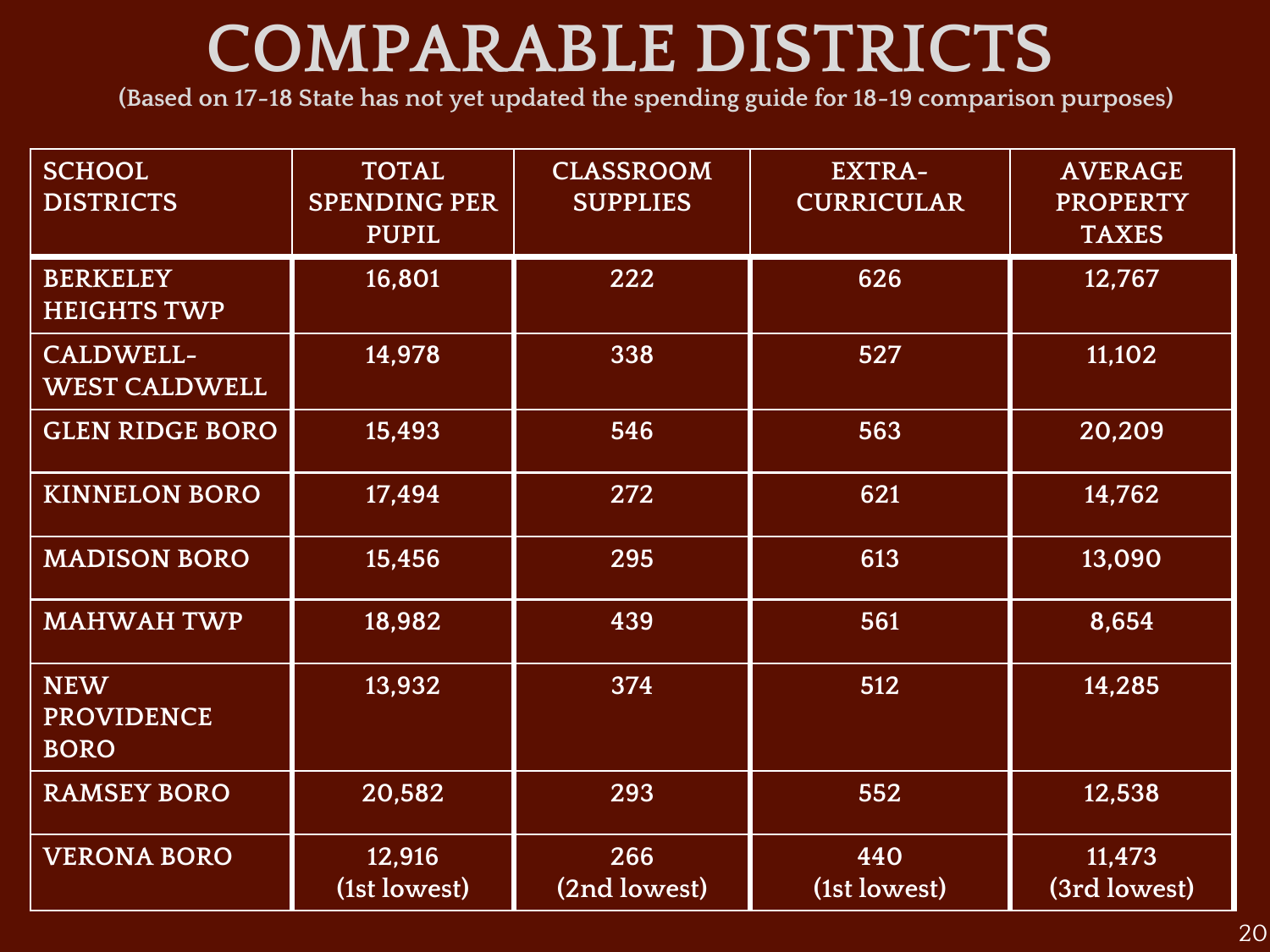# COMPARABLE DISTRICTS

(Based on 17-18 State has not yet updated the spending guide for 18-19 comparison purposes)

| SCHOOL DISTRICTS | TOTAL SPENDING PER PUPIL | CLASSROOM SUPPLIES | EXTRA-CURRICULAR | AVERAGE PROPERTY TAXES |
|---|---|---|---|---|
| BERKELEY HEIGHTS TWP | 16,801 | 222 | 626 | 12,767 |
| CALDWELL-WEST CALDWELL | 14,978 | 338 | 527 | 11,102 |
| GLEN RIDGE BORO | 15,493 | 546 | 563 | 20,209 |
| KINNELON BORO | 17,494 | 272 | 621 | 14,762 |
| MADISON BORO | 15,456 | 295 | 613 | 13,090 |
| MAHWAH TWP | 18,982 | 439 | 561 | 8,654 |
| NEW PROVIDENCE BORO | 13,932 | 374 | 512 | 14,285 |
| RAMSEY BORO | 20,582 | 293 | 552 | 12,538 |
| VERONA BORO | 12,916 (1st lowest) | 266 (2nd lowest) | 440 (1st lowest) | 11,473 (3rd lowest) |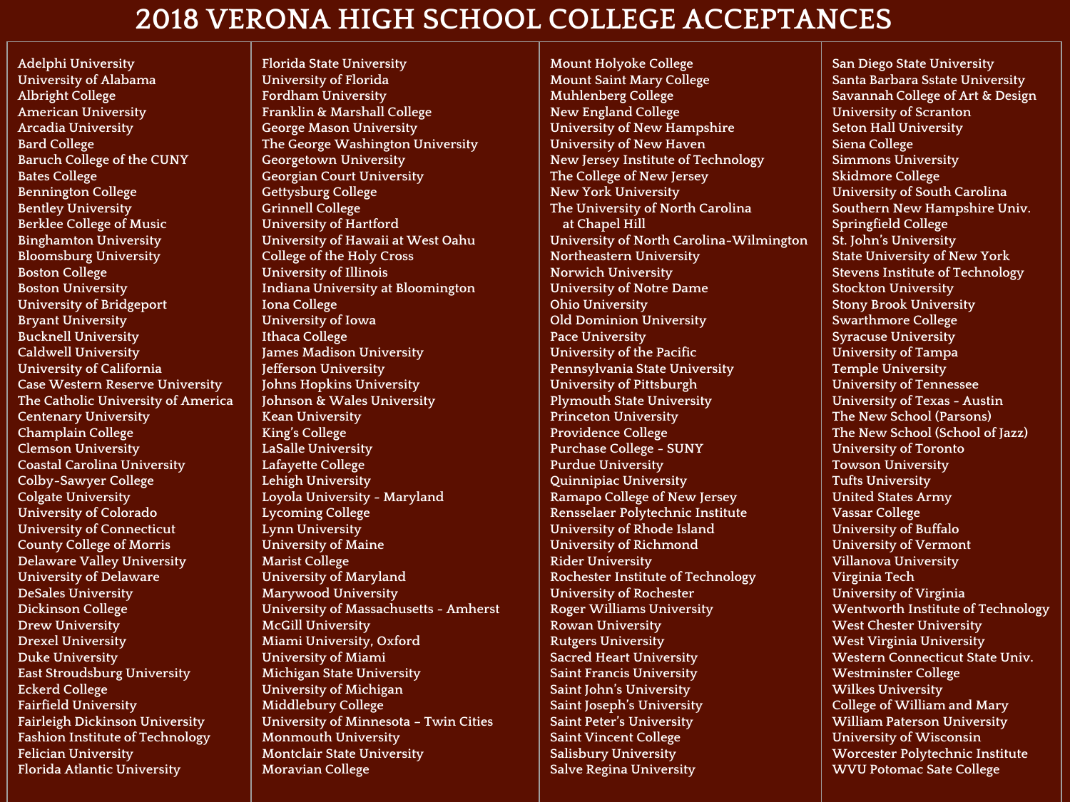# 2018 VERONA HIGH SCHOOL COLLEGE ACCEPTANCES

Adelphi University
University of Alabama
Albright College
American University
Arcadia University
Bard College
Baruch College of the CUNY
Bates College
Bennington College
Bentley University
Berklee College of Music
Binghamton University
Bloomsburg University
Boston College
Boston University
University of Bridgeport
Bryant University
Bucknell University
Caldwell University
University of California
Case Western Reserve University
The Catholic University of America
Centenary University
Champlain College
Clemson University
Coastal Carolina University
Colby-Sawyer College
Colgate University
University of Colorado
University of Connecticut
County College of Morris
Delaware Valley University
University of Delaware
DeSales University
Dickinson College
Drew University
Drexel University
Duke University
East Stroudsburg University
Eckerd College
Fairfield University
Fairleigh Dickinson University
Fashion Institute of Technology
Felician University
Florida Atlantic University
Florida State University
University of Florida
Fordham University
Franklin & Marshall College
George Mason University
The George Washington University
Georgetown University
Georgian Court University
Gettysburg College
Grinnell College
University of Hartford
University of Hawaii at West Oahu
College of the Holy Cross
University of Illinois
Indiana University at Bloomington
Iona College
University of Iowa
Ithaca College
James Madison University
Jefferson University
Johns Hopkins University
Johnson & Wales University
Kean University
King's College
LaSalle University
Lafayette College
Lehigh University
Loyola University - Maryland
Lycoming College
Lynn University
University of Maine
Marist College
University of Maryland
Marywood University
University of Massachusetts - Amherst
McGill University
Miami University, Oxford
University of Miami
Michigan State University
University of Michigan
Middlebury College
University of Minnesota – Twin Cities
Monmouth University
Montclair State University
Moravian College
Mount Holyoke College
Mount Saint Mary College
Muhlenberg College
New England College
University of New Hampshire
University of New Haven
New Jersey Institute of Technology
The College of New Jersey
New York University
The University of North Carolina at Chapel Hill
University of North Carolina-Wilmington
Northeastern University
Norwich University
University of Notre Dame
Ohio University
Old Dominion University
Pace University
University of the Pacific
Pennsylvania State University
University of Pittsburgh
Plymouth State University
Princeton University
Providence College
Purchase College - SUNY
Purdue University
Quinnipiac University
Ramapo College of New Jersey
Rensselaer Polytechnic Institute
University of Rhode Island
University of Richmond
Rider University
Rochester Institute of Technology
University of Rochester
Roger Williams University
Rowan University
Rutgers University
Sacred Heart University
Saint Francis University
Saint John's University
Saint Joseph's University
Saint Peter's University
Saint Vincent College
Salisbury University
Salve Regina University
San Diego State University
Santa Barbara Sstate University
Savannah College of Art & Design
University of Scranton
Seton Hall University
Siena College
Simmons University
Skidmore College
University of South Carolina
Southern New Hampshire Univ.
Springfield College
St. John's University
State University of New York
Stevens Institute of Technology
Stockton University
Stony Brook University
Swarthmore College
Syracuse University
University of Tampa
Temple University
University of Tennessee
University of Texas - Austin
The New School (Parsons)
The New School (School of Jazz)
University of Toronto
Towson University
Tufts University
United States Army
Vassar College
University of Buffalo
University of Vermont
Villanova University
Virginia Tech
University of Virginia
Wentworth Institute of Technology
West Chester University
West Virginia University
Western Connecticut State Univ.
Westminster College
Wilkes University
College of William and Mary
William Paterson University
University of Wisconsin
Worcester Polytechnic Institute
WVU Potomac Sate College